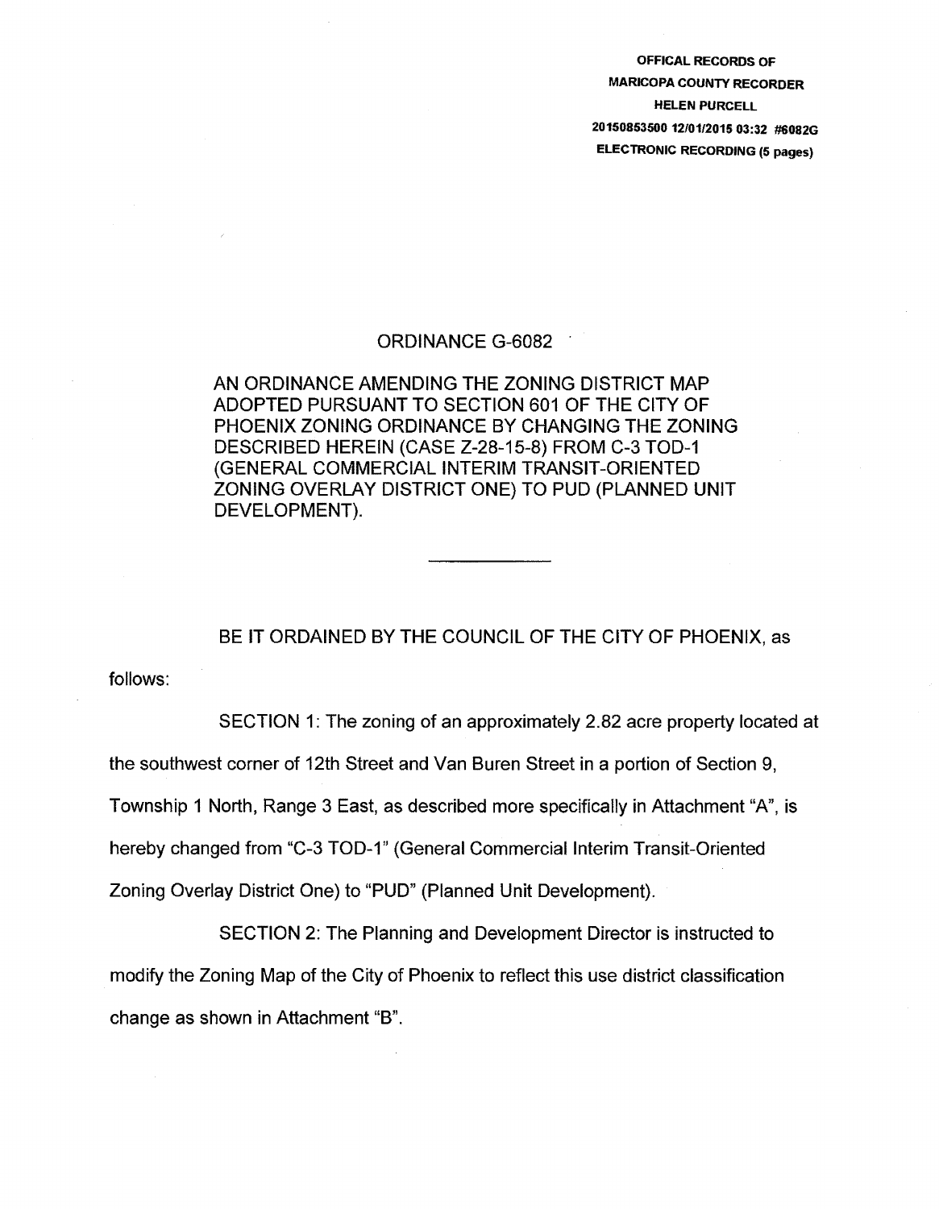OFFICAL RECORDS OF
MARICOPA COUNTY RECORDER
HELEN PURCELL
20150853500 12/01/2015 03:32 #6082G
ELECTRONIC RECORDING (5 pages)

# ORDINANCE G-6082

AN ORDINANCE AMENDING THE ZONING DISTRICT MAP ADOPTED PURSUANT TO SECTION 601 OF THE CITY OF PHOENIX ZONING ORDINANCE BY CHANGING THE ZONING DESCRIBED HEREIN (CASE Z-28-15-8) FROM C-3 TOD-1 (GENERAL COMMERCIAL INTERIM TRANSIT-ORIENTED ZONING OVERLAY DISTRICT ONE) TO PUD (PLANNED UNIT DEVELOPMENT).

---

BE IT ORDAINED BY THE COUNCIL OF THE CITY OF PHOENIX, as follows:

SECTION 1: The zoning of an approximately 2.82 acre property located at the southwest corner of 12th Street and Van Buren Street in a portion of Section 9, Township 1 North, Range 3 East, as described more specifically in Attachment "A", is hereby changed from "C-3 TOD-1" (General Commercial Interim Transit-Oriented Zoning Overlay District One) to "PUD" (Planned Unit Development).

SECTION 2: The Planning and Development Director is instructed to modify the Zoning Map of the City of Phoenix to reflect this use district classification change as shown in Attachment "B".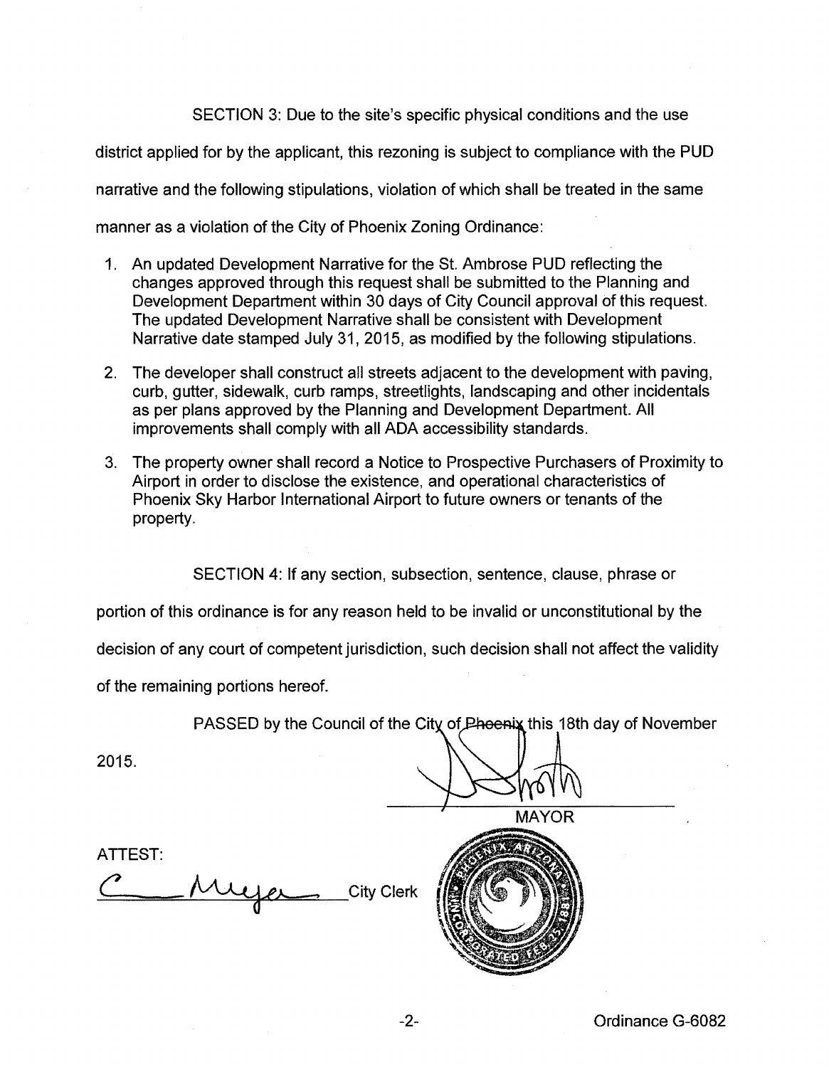SECTION 3: Due to the site's specific physical conditions and the use district applied for by the applicant, this rezoning is subject to compliance with the PUD narrative and the following stipulations, violation of which shall be treated in the same manner as a violation of the City of Phoenix Zoning Ordinance:

1. An updated Development Narrative for the St. Ambrose PUD reflecting the changes approved through this request shall be submitted to the Planning and Development Department within 30 days of City Council approval of this request. The updated Development Narrative shall be consistent with Development Narrative date stamped July 31, 2015, as modified by the following stipulations.

2. The developer shall construct all streets adjacent to the development with paving, curb, gutter, sidewalk, curb ramps, streetlights, landscaping and other incidentals as per plans approved by the Planning and Development Department. All improvements shall comply with all ADA accessibility standards.

3. The property owner shall record a Notice to Prospective Purchasers of Proximity to Airport in order to disclose the existence, and operational characteristics of Phoenix Sky Harbor International Airport to future owners or tenants of the property.

SECTION 4: If any section, subsection, sentence, clause, phrase or portion of this ordinance is for any reason held to be invalid or unconstitutional by the decision of any court of competent jurisdiction, such decision shall not affect the validity of the remaining portions hereof.

PASSED by the Council of the City of Phoenix this 18th day of November 2015.

MAYOR

ATTEST:

City Clerk

Ordinance G-6082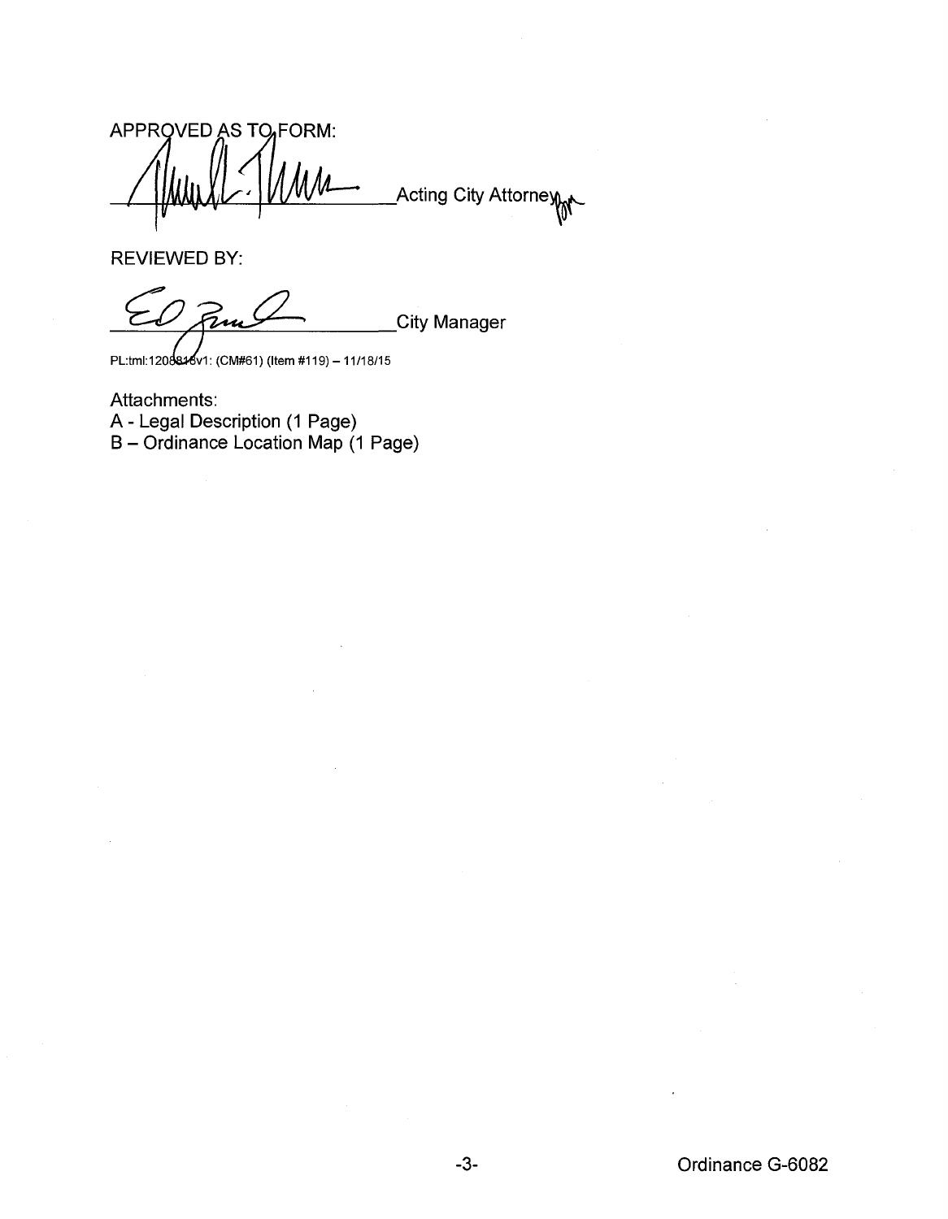APPROVED AS TO FORM:

_______________________Acting City Attorney

REVIEWED BY:

_______________________City Manager

PL:tml:1208818v1: (CM#61) (Item #119) – 11/18/15

Attachments:
A - Legal Description (1 Page)
B – Ordinance Location Map (1 Page)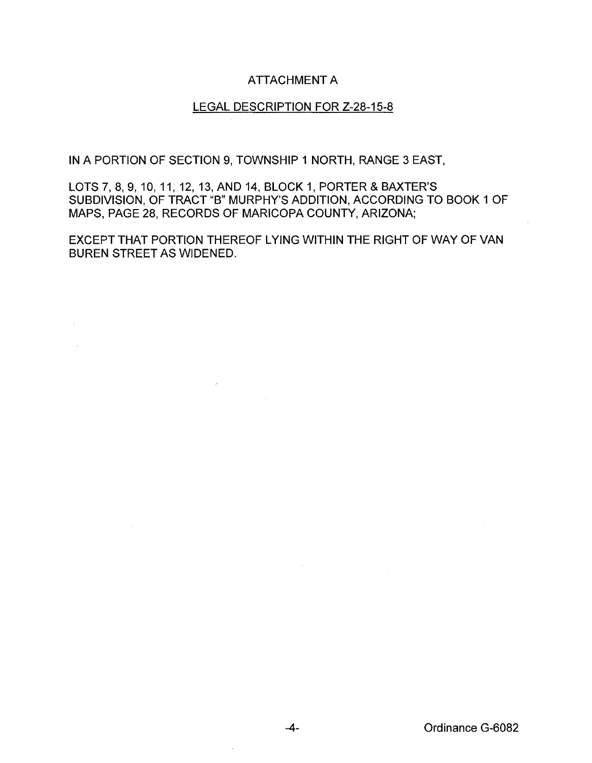## ATTACHMENT A

## LEGAL DESCRIPTION FOR Z-28-15-8

IN A PORTION OF SECTION 9, TOWNSHIP 1 NORTH, RANGE 3 EAST,

LOTS 7, 8, 9, 10, 11, 12, 13, AND 14, BLOCK 1, PORTER & BAXTER'S SUBDIVISION, OF TRACT "B" MURPHY'S ADDITION, ACCORDING TO BOOK 1 OF MAPS, PAGE 28, RECORDS OF MARICOPA COUNTY, ARIZONA;

EXCEPT THAT PORTION THEREOF LYING WITHIN THE RIGHT OF WAY OF VAN BUREN STREET AS WIDENED.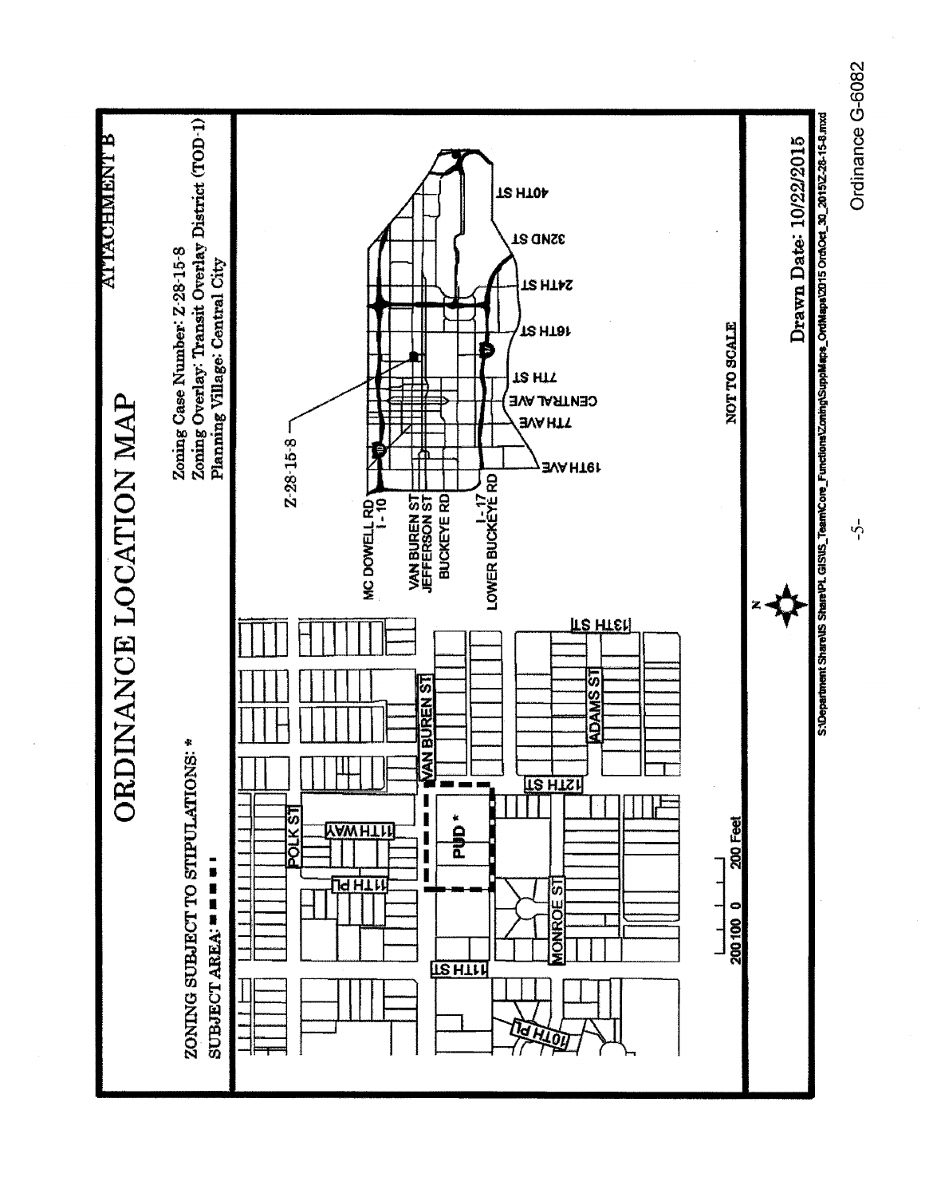# ORDINANCE LOCATION MAP

**ATTACHMENT B**

ZONING SUBJECT TO STIPULATIONS: *

SUBJECT AREA: ■ ■ ■ ■ ■

Zoning Case Number: Z-28-15-8
Zoning Overlay: Transit Overlay District (TOD-1)
Planning Village: Central City

POLK ST
11TH WAY
11TH PL
VAN BUREN ST
12TH ST
13TH ST
ADAMS ST
PUD *
MONROE ST
11TH ST
10TH PL

200 100 0 200 Feet

N

Z-28-15-8

MC DOWELL RD
I - 10
VAN BUREN ST
JEFFERSON ST
BUCKEYE RD
I - 17
LOWER BUCKEYE RD

19TH AVE
7TH AVE
CENTRAL AVE
7TH ST
16TH ST
24TH ST
32ND ST
40TH ST

NOT TO SCALE

Drawn Date: 10/22/2015

S:\Department Share\IS Share\PL GIS\IS_Team\Core_Functions\Zoning\SuppMaps_OrdMaps\2015 Ord\Oct_30_2015\Z-28-15-8.mxd

Ordinance G-6082